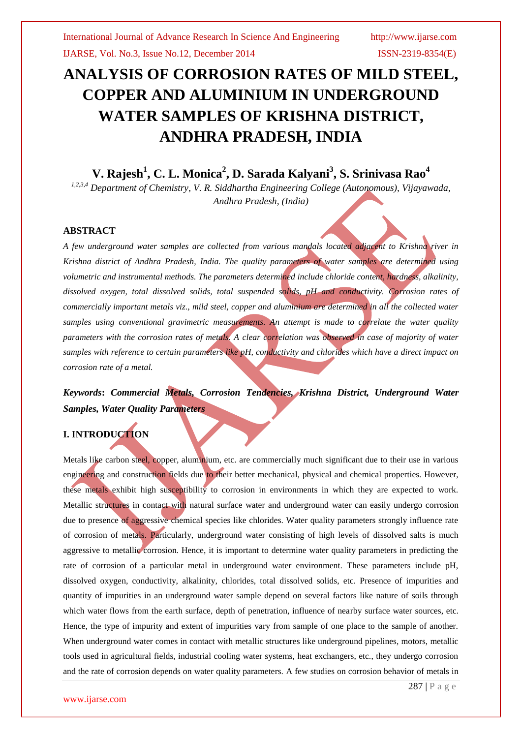# ANALYSIS OF CORROSION RATES OF MILD STEEL, COPPER AND ALUMINIUM IN UNDERGROUND WATER SAMPLES OF KRISHNA DISTRICT, ANDHRA PRADESH, INDIA

**V. Rajesh[1], C. L. Monica[2], D. Sarada Kalyani[3], S. Srinivasa Rao[4]**

*[1,2,3,4] Department of Chemistry, V. R. Siddhartha Engineering College (Autonomous), Vijayawada, Andhra Pradesh, (India)*

### ABSTRACT

*A few underground water samples are collected from various mandals located adjacent to Krishna river in Krishna district of Andhra Pradesh, India. The quality parameters of water samples are determined using volumetric and instrumental methods. The parameters determined include chloride content, hardness, alkalinity, dissolved oxygen, total dissolved solids, total suspended solids, pH and conductivity. Corrosion rates of commercially important metals viz., mild steel, copper and aluminium are determined in all the collected water samples using conventional gravimetric measurements. An attempt is made to correlate the water quality parameters with the corrosion rates of metals. A clear correlation was observed in case of majority of water samples with reference to certain parameters like pH, conductivity and chlorides which have a direct impact on corrosion rate of a metal.*

***Keywords*: *Commercial Metals, Corrosion Tendencies, Krishna District, Underground Water Samples, Water Quality Parameters***

### I. INTRODUCTION

Metals like carbon steel, copper, aluminium, etc. are commercially much significant due to their use in various engineering and construction fields due to their better mechanical, physical and chemical properties. However, these metals exhibit high susceptibility to corrosion in environments in which they are expected to work. Metallic structures in contact with natural surface water and underground water can easily undergo corrosion due to presence of aggressive chemical species like chlorides. Water quality parameters strongly influence rate of corrosion of metals. Particularly, underground water consisting of high levels of dissolved salts is much aggressive to metallic corrosion. Hence, it is important to determine water quality parameters in predicting the rate of corrosion of a particular metal in underground water environment. These parameters include pH, dissolved oxygen, conductivity, alkalinity, chlorides, total dissolved solids, etc. Presence of impurities and quantity of impurities in an underground water sample depend on several factors like nature of soils through which water flows from the earth surface, depth of penetration, influence of nearby surface water sources, etc. Hence, the type of impurity and extent of impurities vary from sample of one place to the sample of another. When underground water comes in contact with metallic structures like underground pipelines, motors, metallic tools used in agricultural fields, industrial cooling water systems, heat exchangers, etc., they undergo corrosion and the rate of corrosion depends on water quality parameters. A few studies on corrosion behavior of metals in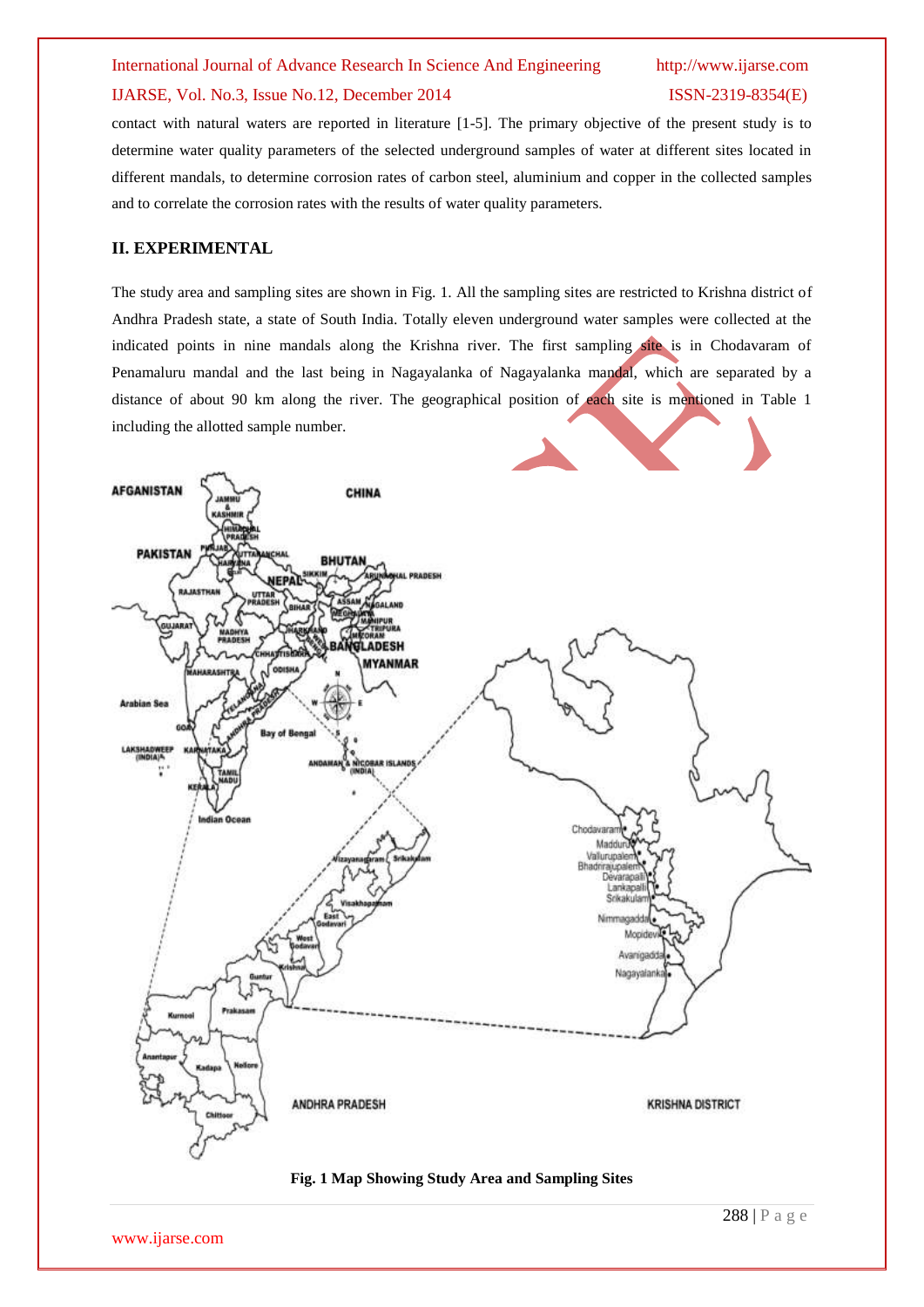contact with natural waters are reported in literature [1-5]. The primary objective of the present study is to determine water quality parameters of the selected underground samples of water at different sites located in different mandals, to determine corrosion rates of carbon steel, aluminium and copper in the collected samples and to correlate the corrosion rates with the results of water quality parameters.

## II. EXPERIMENTAL

The study area and sampling sites are shown in Fig. 1. All the sampling sites are restricted to Krishna district of Andhra Pradesh state, a state of South India. Totally eleven underground water samples were collected at the indicated points in nine mandals along the Krishna river. The first sampling site is in Chodavaram of Penamaluru mandal and the last being in Nagayalanka of Nagayalanka mandal, which are separated by a distance of about 90 km along the river. The geographical position of each site is mentioned in Table 1 including the allotted sample number.

**Fig. 1 Map Showing Study Area and Sampling Sites**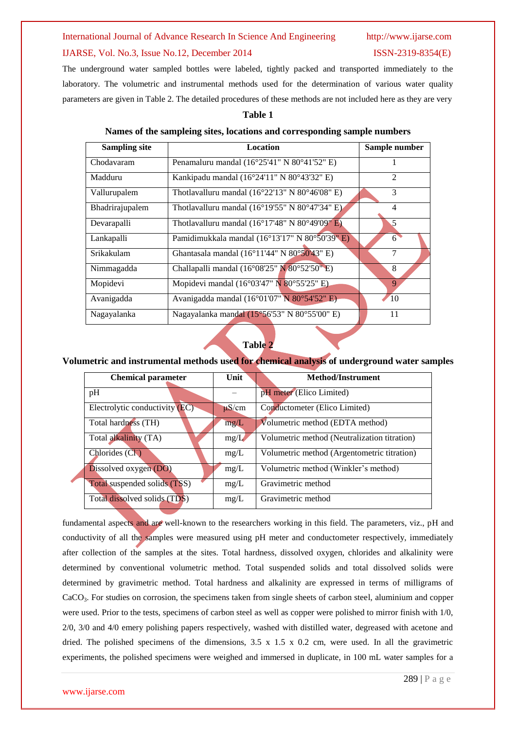The underground water sampled bottles were labeled, tightly packed and transported immediately to the laboratory. The volumetric and instrumental methods used for the determination of various water quality parameters are given in Table 2. The detailed procedures of these methods are not included here as they are very

**Table 1**

**Names of the sampleing sites, locations and corresponding sample numbers**

| Sampling site | Location | Sample number |
|---|---|---|
| Chodavaram | Penamaluru mandal (16°25'41" N 80°41'52" E) | 1 |
| Madduru | Kankipadu mandal (16°24'11" N 80°43'32" E) | 2 |
| Vallurupalem | Thotlavalluru mandal (16°22'13" N 80°46'08" E) | 3 |
| Bhadrirajupalem | Thotlavalluru mandal (16°19'55" N 80°47'34" E) | 4 |
| Devarapalli | Thotlavalluru mandal (16°17'48" N 80°49'09" E) | 5 |
| Lankapalli | Pamidimukkala mandal (16°13'17" N 80°50'39" E) | 6 |
| Srikakulam | Ghantasala mandal (16°11'44" N 80°50'43" E) | 7 |
| Nimmagadda | Challapalli mandal (16°08'25" N 80°52'50" E) | 8 |
| Mopidevi | Mopidevi mandal (16°03'47" N 80°55'25" E) | 9 |
| Avanigadda | Avanigadda mandal (16°01'07" N 80°54'52" E) | 10 |
| Nagayalanka | Nagayalanka mandal (15°56'53" N 80°55'00" E) | 11 |

**Table 2**

**Volumetric and instrumental methods used for chemical analysis of underground water samples**

| Chemical parameter | Unit | Method/Instrument |
|---|---|---|
| pH | – | pH meter (Elico Limited) |
| Electrolytic conductivity (EC) | µS/cm | Conductometer (Elico Limited) |
| Total hardness (TH) | mg/L | Volumetric method (EDTA method) |
| Total alkalinity (TA) | mg/L | Volumetric method (Neutralization titration) |
| Chlorides ($Cl^-$) | mg/L | Volumetric method (Argentometric titration) |
| Dissolved oxygen (DO) | mg/L | Volumetric method (Winkler's method) |
| Total suspended solids (TSS) | mg/L | Gravimetric method |
| Total dissolved solids (TDS) | mg/L | Gravimetric method |

fundamental aspects and are well-known to the researchers working in this field. The parameters, viz., pH and conductivity of all the samples were measured using pH meter and conductometer respectively, immediately after collection of the samples at the sites. Total hardness, dissolved oxygen, chlorides and alkalinity were determined by conventional volumetric method. Total suspended solids and total dissolved solids were determined by gravimetric method. Total hardness and alkalinity are expressed in terms of milligrams of $CaCO_3$. For studies on corrosion, the specimens taken from single sheets of carbon steel, aluminium and copper were used. Prior to the tests, specimens of carbon steel as well as copper were polished to mirror finish with 1/0, 2/0, 3/0 and 4/0 emery polishing papers respectively, washed with distilled water, degreased with acetone and dried. The polished specimens of the dimensions, 3.5 x 1.5 x 0.2 cm, were used. In all the gravimetric experiments, the polished specimens were weighed and immersed in duplicate, in 100 mL water samples for a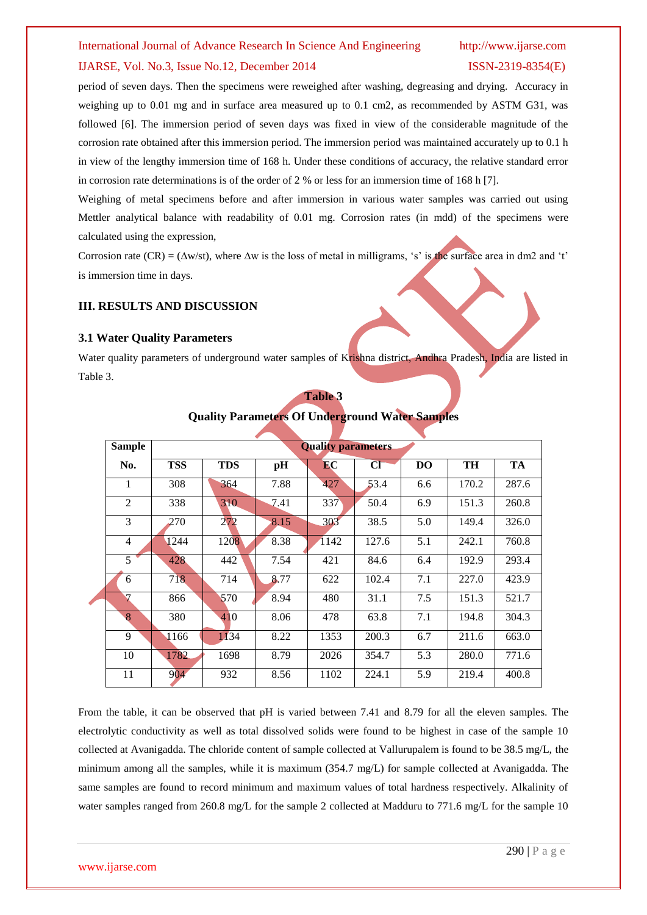period of seven days. Then the specimens were reweighed after washing, degreasing and drying. Accuracy in weighing up to 0.01 mg and in surface area measured up to 0.1 cm2, as recommended by ASTM G31, was followed [6]. The immersion period of seven days was fixed in view of the considerable magnitude of the corrosion rate obtained after this immersion period. The immersion period was maintained accurately up to 0.1 h in view of the lengthy immersion time of 168 h. Under these conditions of accuracy, the relative standard error in corrosion rate determinations is of the order of 2 % or less for an immersion time of 168 h [7].

Weighing of metal specimens before and after immersion in various water samples was carried out using Mettler analytical balance with readability of 0.01 mg. Corrosion rates (in mdd) of the specimens were calculated using the expression,

Corrosion rate (CR) = ($\Delta$w/st), where $\Delta$w is the loss of metal in milligrams, 's' is the surface area in dm2 and 't' is immersion time in days.

## III. RESULTS AND DISCUSSION

### 3.1 Water Quality Parameters

Water quality parameters of underground water samples of Krishna district, Andhra Pradesh, India are listed in Table 3.

**Table 3**

**Quality Parameters Of Underground Water Samples**

| Sample No. | Quality parameters | | | | | | | |
|---|---|---|---|---|---|---|---|---|
| | TSS | TDS | pH | EC | $Cl^-$ | DO | TH | TA |
| 1 | 308 | 364 | 7.88 | 427 | 53.4 | 6.6 | 170.2 | 287.6 |
| 2 | 338 | 310 | 7.41 | 337 | 50.4 | 6.9 | 151.3 | 260.8 |
| 3 | 270 | 272 | 8.15 | 303 | 38.5 | 5.0 | 149.4 | 326.0 |
| 4 | 1244 | 1208 | 8.38 | 1142 | 127.6 | 5.1 | 242.1 | 760.8 |
| 5 | 428 | 442 | 7.54 | 421 | 84.6 | 6.4 | 192.9 | 293.4 |
| 6 | 718 | 714 | 8.77 | 622 | 102.4 | 7.1 | 227.0 | 423.9 |
| 7 | 866 | 570 | 8.94 | 480 | 31.1 | 7.5 | 151.3 | 521.7 |
| 8 | 380 | 410 | 8.06 | 478 | 63.8 | 7.1 | 194.8 | 304.3 |
| 9 | 1166 | 1134 | 8.22 | 1353 | 200.3 | 6.7 | 211.6 | 663.0 |
| 10 | 1782 | 1698 | 8.79 | 2026 | 354.7 | 5.3 | 280.0 | 771.6 |
| 11 | 904 | 932 | 8.56 | 1102 | 224.1 | 5.9 | 219.4 | 400.8 |

From the table, it can be observed that pH is varied between 7.41 and 8.79 for all the eleven samples. The electrolytic conductivity as well as total dissolved solids were found to be highest in case of the sample 10 collected at Avanigadda. The chloride content of sample collected at Vallurupalem is found to be 38.5 mg/L, the minimum among all the samples, while it is maximum (354.7 mg/L) for sample collected at Avanigadda. The same samples are found to record minimum and maximum values of total hardness respectively. Alkalinity of water samples ranged from 260.8 mg/L for the sample 2 collected at Madduru to 771.6 mg/L for the sample 10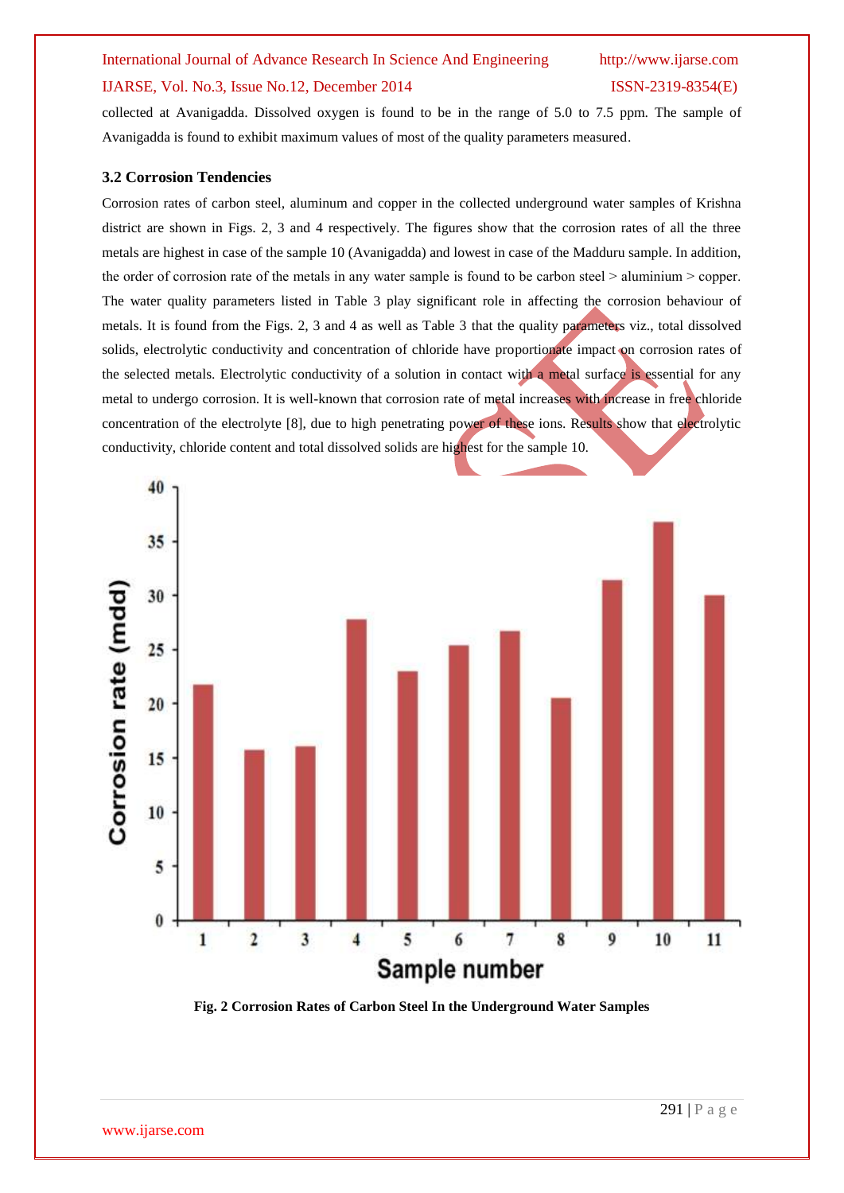collected at Avanigadda. Dissolved oxygen is found to be in the range of 5.0 to 7.5 ppm. The sample of Avanigadda is found to exhibit maximum values of most of the quality parameters measured.

### 3.2 Corrosion Tendencies

Corrosion rates of carbon steel, aluminum and copper in the collected underground water samples of Krishna district are shown in Figs. 2, 3 and 4 respectively. The figures show that the corrosion rates of all the three metals are highest in case of the sample 10 (Avanigadda) and lowest in case of the Madduru sample. In addition, the order of corrosion rate of the metals in any water sample is found to be carbon steel > aluminium > copper. The water quality parameters listed in Table 3 play significant role in affecting the corrosion behaviour of metals. It is found from the Figs. 2, 3 and 4 as well as Table 3 that the quality parameters viz., total dissolved solids, electrolytic conductivity and concentration of chloride have proportionate impact on corrosion rates of the selected metals. Electrolytic conductivity of a solution in contact with a metal surface is essential for any metal to undergo corrosion. It is well-known that corrosion rate of metal increases with increase in free chloride concentration of the electrolyte [8], due to high penetrating power of these ions. Results show that electrolytic conductivity, chloride content and total dissolved solids are highest for the sample 10.

**Fig. 2 Corrosion Rates of Carbon Steel In the Underground Water Samples**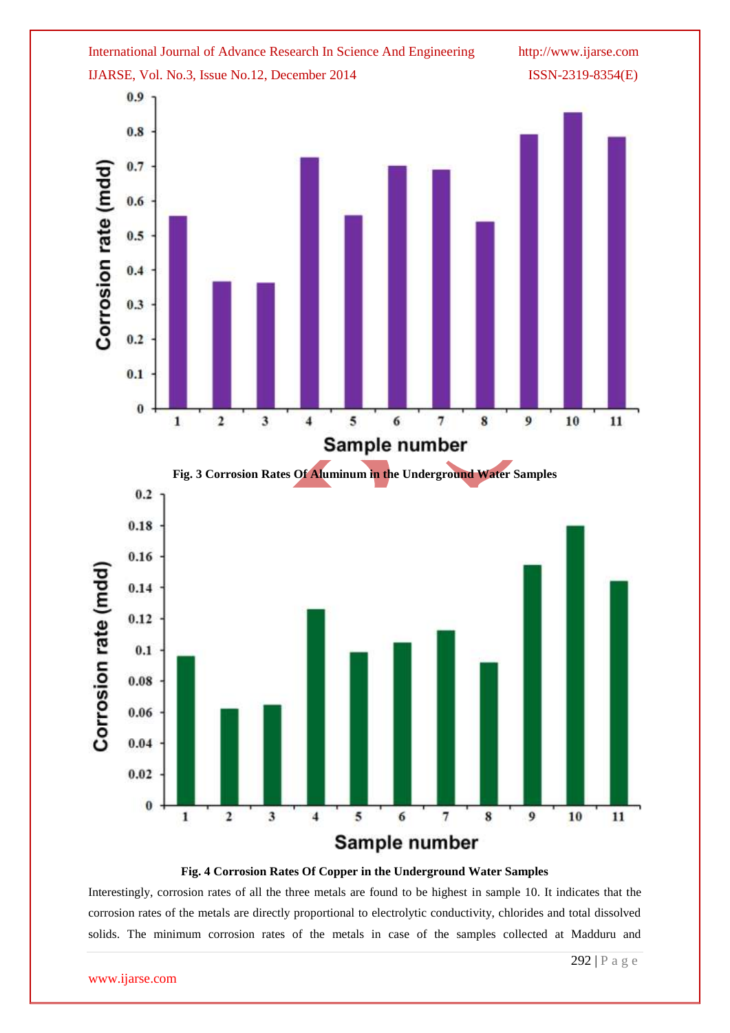Fig. 3 Corrosion Rates Of Aluminum in the Underground Water Samples

Fig. 4 Corrosion Rates Of Copper in the Underground Water Samples

Interestingly, corrosion rates of all the three metals are found to be highest in sample 10. It indicates that the corrosion rates of the metals are directly proportional to electrolytic conductivity, chlorides and total dissolved solids. The minimum corrosion rates of the metals in case of the samples collected at Madduru and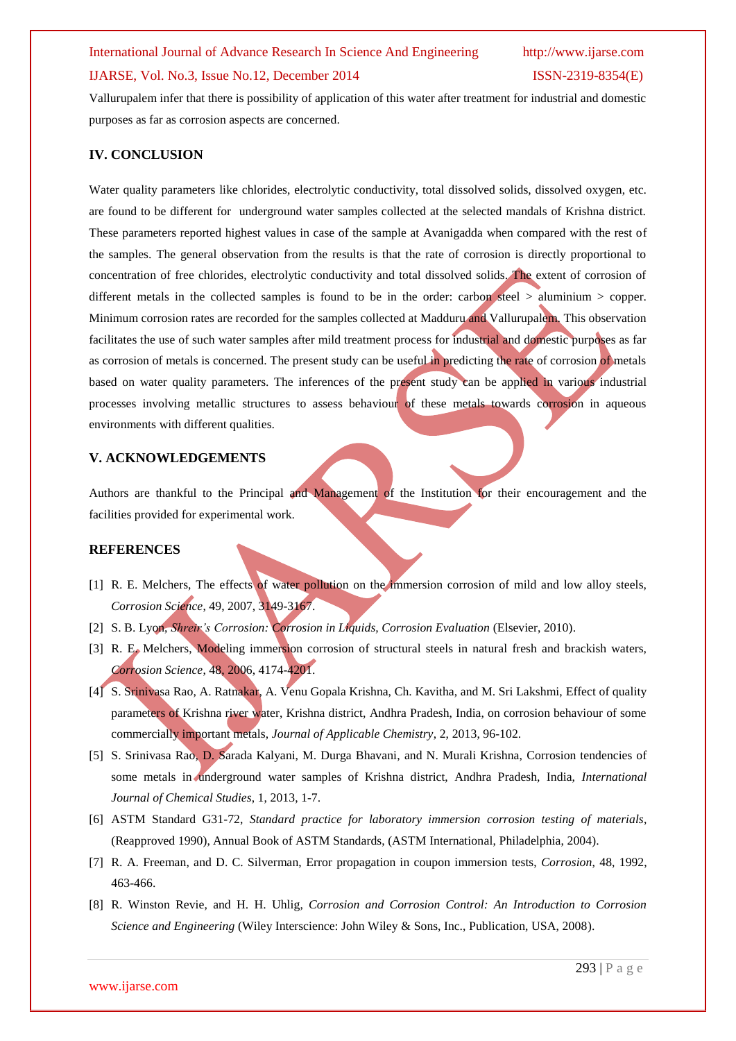Vallurupalem infer that there is possibility of application of this water after treatment for industrial and domestic purposes as far as corrosion aspects are concerned.

## IV. CONCLUSION

Water quality parameters like chlorides, electrolytic conductivity, total dissolved solids, dissolved oxygen, etc. are found to be different for underground water samples collected at the selected mandals of Krishna district. These parameters reported highest values in case of the sample at Avanigadda when compared with the rest of the samples. The general observation from the results is that the rate of corrosion is directly proportional to concentration of free chlorides, electrolytic conductivity and total dissolved solids. The extent of corrosion of different metals in the collected samples is found to be in the order: carbon steel > aluminium > copper. Minimum corrosion rates are recorded for the samples collected at Madduru and Vallurupalem. This observation facilitates the use of such water samples after mild treatment process for industrial and domestic purposes as far as corrosion of metals is concerned. The present study can be useful in predicting the rate of corrosion of metals based on water quality parameters. The inferences of the present study can be applied in various industrial processes involving metallic structures to assess behaviour of these metals towards corrosion in aqueous environments with different qualities.

## V. ACKNOWLEDGEMENTS

Authors are thankful to the Principal and Management of the Institution for their encouragement and the facilities provided for experimental work.

## REFERENCES

[1] R. E. Melchers, The effects of water pollution on the immersion corrosion of mild and low alloy steels, *Corrosion Science*, 49, 2007, 3149-3167.

[2] S. B. Lyon, *Shreir's Corrosion: Corrosion in Liquids, Corrosion Evaluation* (Elsevier, 2010).

[3] R. E. Melchers, Modeling immersion corrosion of structural steels in natural fresh and brackish waters, *Corrosion Science*, 48, 2006, 4174-4201.

[4] S. Srinivasa Rao, A. Ratnakar, A. Venu Gopala Krishna, Ch. Kavitha, and M. Sri Lakshmi, Effect of quality parameters of Krishna river water, Krishna district, Andhra Pradesh, India, on corrosion behaviour of some commercially important metals, *Journal of Applicable Chemistry*, 2, 2013, 96-102.

[5] S. Srinivasa Rao, D. Sarada Kalyani, M. Durga Bhavani, and N. Murali Krishna, Corrosion tendencies of some metals in underground water samples of Krishna district, Andhra Pradesh, India, *International Journal of Chemical Studies*, 1, 2013, 1-7.

[6] ASTM Standard G31-72, *Standard practice for laboratory immersion corrosion testing of materials*, (Reapproved 1990), Annual Book of ASTM Standards, (ASTM International, Philadelphia, 2004).

[7] R. A. Freeman, and D. C. Silverman, Error propagation in coupon immersion tests, *Corrosion*, 48, 1992, 463-466.

[8] R. Winston Revie, and H. H. Uhlig, *Corrosion and Corrosion Control: An Introduction to Corrosion Science and Engineering* (Wiley Interscience: John Wiley & Sons, Inc., Publication, USA, 2008).